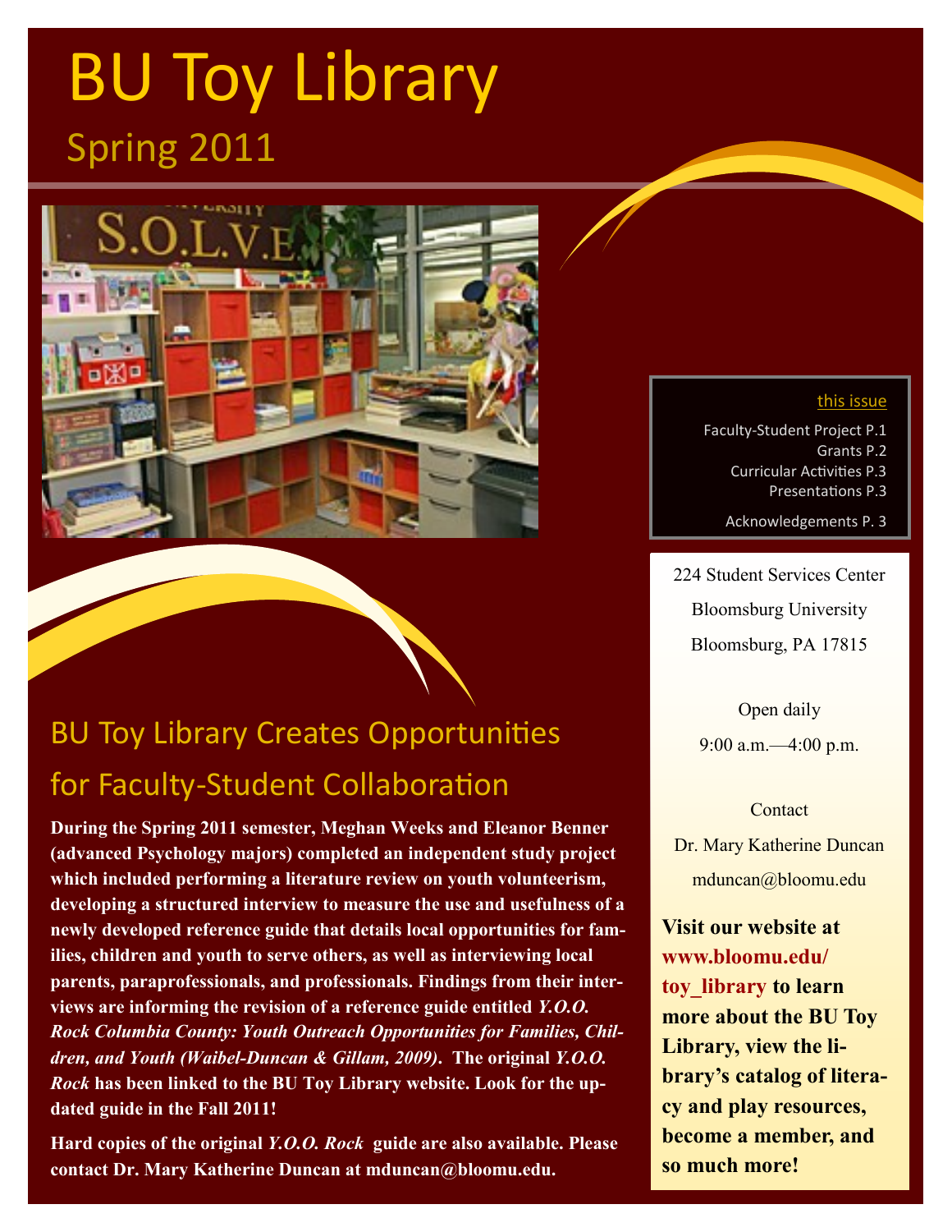# BU Toy Library

## Spring 2011

**this issue**

- Faculty-Student Project P.1
- Grants P.2
- Curricular Activities P.3
- Presentations P.3
- Acknowledgements P. 3

224 Student Services Center
Bloomsburg University
Bloomsburg, PA 17815

Open daily
9:00 a.m.—4:00 p.m.

Contact
Dr. Mary Katherine Duncan
mduncan@bloomu.edu

**Visit our website at www.bloomu.edu/toy_library to learn more about the BU Toy Library, view the library's catalog of literacy and play resources, become a member, and so much more!**

## BU Toy Library Creates Opportunities for Faculty-Student Collaboration

**During the Spring 2011 semester, Meghan Weeks and Eleanor Benner (advanced Psychology majors) completed an independent study project which included performing a literature review on youth volunteerism, developing a structured interview to measure the use and usefulness of a newly developed reference guide that details local opportunities for families, children and youth to serve others, as well as interviewing local parents, paraprofessionals, and professionals. Findings from their interviews are informing the revision of a reference guide entitled *Y.O.O. Rock Columbia County: Youth Outreach Opportunities for Families, Children, and Youth (Waibel-Duncan & Gillam, 2009)*. The original *Y.O.O. Rock* has been linked to the BU Toy Library website. Look for the updated guide in the Fall 2011!**

**Hard copies of the original *Y.O.O. Rock* guide are also available. Please contact Dr. Mary Katherine Duncan at mduncan@bloomu.edu.**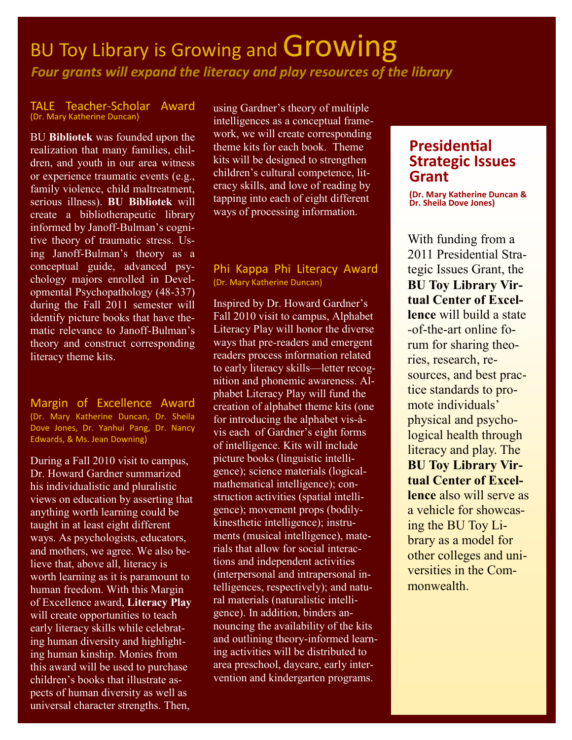# BU Toy Library is Growing and Growing

***Four grants will expand the literacy and play resources of the library***

## TALE Teacher-Scholar Award

(Dr. Mary Katherine Duncan)

BU **Bibliotek** was founded upon the realization that many families, children, and youth in our area witness or experience traumatic events (e.g., family violence, child maltreatment, serious illness). **BU Bibliotek** will create a bibliotherapeutic library informed by Janoff-Bulman's cognitive theory of traumatic stress. Using Janoff-Bulman's theory as a conceptual guide, advanced psychology majors enrolled in Developmental Psychopathology (48-337) during the Fall 2011 semester will identify picture books that have thematic relevance to Janoff-Bulman's theory and construct corresponding literacy theme kits.

## Margin of Excellence Award

(Dr. Mary Katherine Duncan, Dr. Sheila Dove Jones, Dr. Yanhui Pang, Dr. Nancy Edwards, & Ms. Jean Downing)

During a Fall 2010 visit to campus, Dr. Howard Gardner summarized his individualistic and pluralistic views on education by asserting that anything worth learning could be taught in at least eight different ways. As psychologists, educators, and mothers, we agree. We also believe that, above all, literacy is worth learning as it is paramount to human freedom. With this Margin of Excellence award, **Literacy Play** will create opportunities to teach early literacy skills while celebrating human diversity and highlighting human kinship. Monies from this award will be used to purchase children's books that illustrate aspects of human diversity as well as universal character strengths. Then, using Gardner's theory of multiple intelligences as a conceptual framework, we will create corresponding theme kits for each book. Theme kits will be designed to strengthen children's cultural competence, literacy skills, and love of reading by tapping into each of eight different ways of processing information.

## Phi Kappa Phi Literacy Award

(Dr. Mary Katherine Duncan)

Inspired by Dr. Howard Gardner's Fall 2010 visit to campus, Alphabet Literacy Play will honor the diverse ways that pre-readers and emergent readers process information related to early literacy skills—letter recognition and phonemic awareness. Alphabet Literacy Play will fund the creation of alphabet theme kits (one for introducing the alphabet vis-à-vis each of Gardner's eight forms of intelligence. Kits will include picture books (linguistic intelligence); science materials (logical-mathematical intelligence); construction activities (spatial intelligence); movement props (bodily-kinesthetic intelligence); instruments (musical intelligence), materials that allow for social interactions and independent activities (interpersonal and intrapersonal intelligences, respectively); and natural materials (naturalistic intelligence). In addition, binders announcing the availability of the kits and outlining theory-informed learning activities will be distributed to area preschool, daycare, early intervention and kindergarten programs.

## Presidential Strategic Issues Grant

(Dr. Mary Katherine Duncan & Dr. Sheila Dove Jones)

With funding from a 2011 Presidential Strategic Issues Grant, the **BU Toy Library Virtual Center of Excellence** will build a state-of-the-art online forum for sharing theories, research, resources, and best practice standards to promote individuals' physical and psychological health through literacy and play. The **BU Toy Library Virtual Center of Excellence** also will serve as a vehicle for showcasing the BU Toy Library as a model for other colleges and universities in the Commonwealth.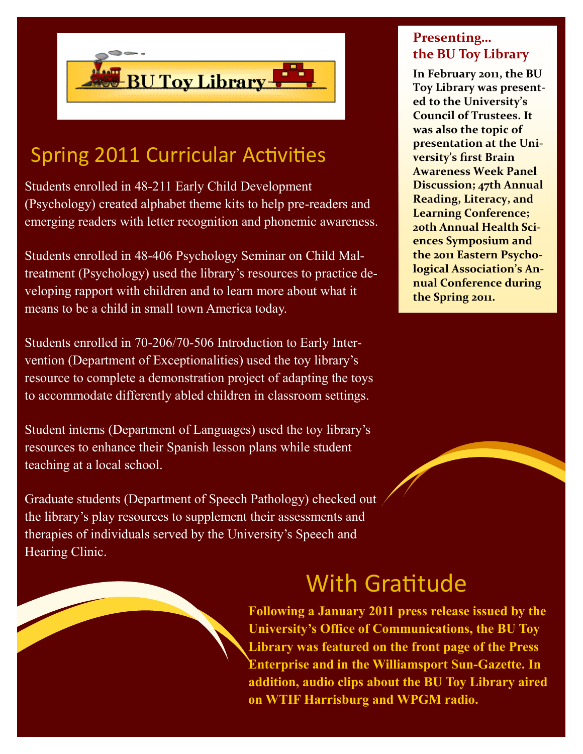BU Toy Library

## Spring 2011 Curricular Activities

Students enrolled in 48-211 Early Child Development (Psychology) created alphabet theme kits to help pre-readers and emerging readers with letter recognition and phonemic awareness.

Students enrolled in 48-406 Psychology Seminar on Child Maltreatment (Psychology) used the library's resources to practice developing rapport with children and to learn more about what it means to be a child in small town America today.

Students enrolled in 70-206/70-506 Introduction to Early Intervention (Department of Exceptionalities) used the toy library's resource to complete a demonstration project of adapting the toys to accommodate differently abled children in classroom settings.

Student interns (Department of Languages) used the toy library's resources to enhance their Spanish lesson plans while student teaching at a local school.

Graduate students (Department of Speech Pathology) checked out the library's play resources to supplement their assessments and therapies of individuals served by the University's Speech and Hearing Clinic.

### Presenting... the BU Toy Library

**In February 2011, the BU Toy Library was presented to the University's Council of Trustees. It was also the topic of presentation at the University's first Brain Awareness Week Panel Discussion; 47th Annual Reading, Literacy, and Learning Conference; 20th Annual Health Sciences Symposium and the 2011 Eastern Psychological Association's Annual Conference during the Spring 2011.**

## With Gratitude

**Following a January 2011 press release issued by the University's Office of Communications, the BU Toy Library was featured on the front page of the Press Enterprise and in the Williamsport Sun-Gazette. In addition, audio clips about the BU Toy Library aired on WTIF Harrisburg and WPGM radio.**